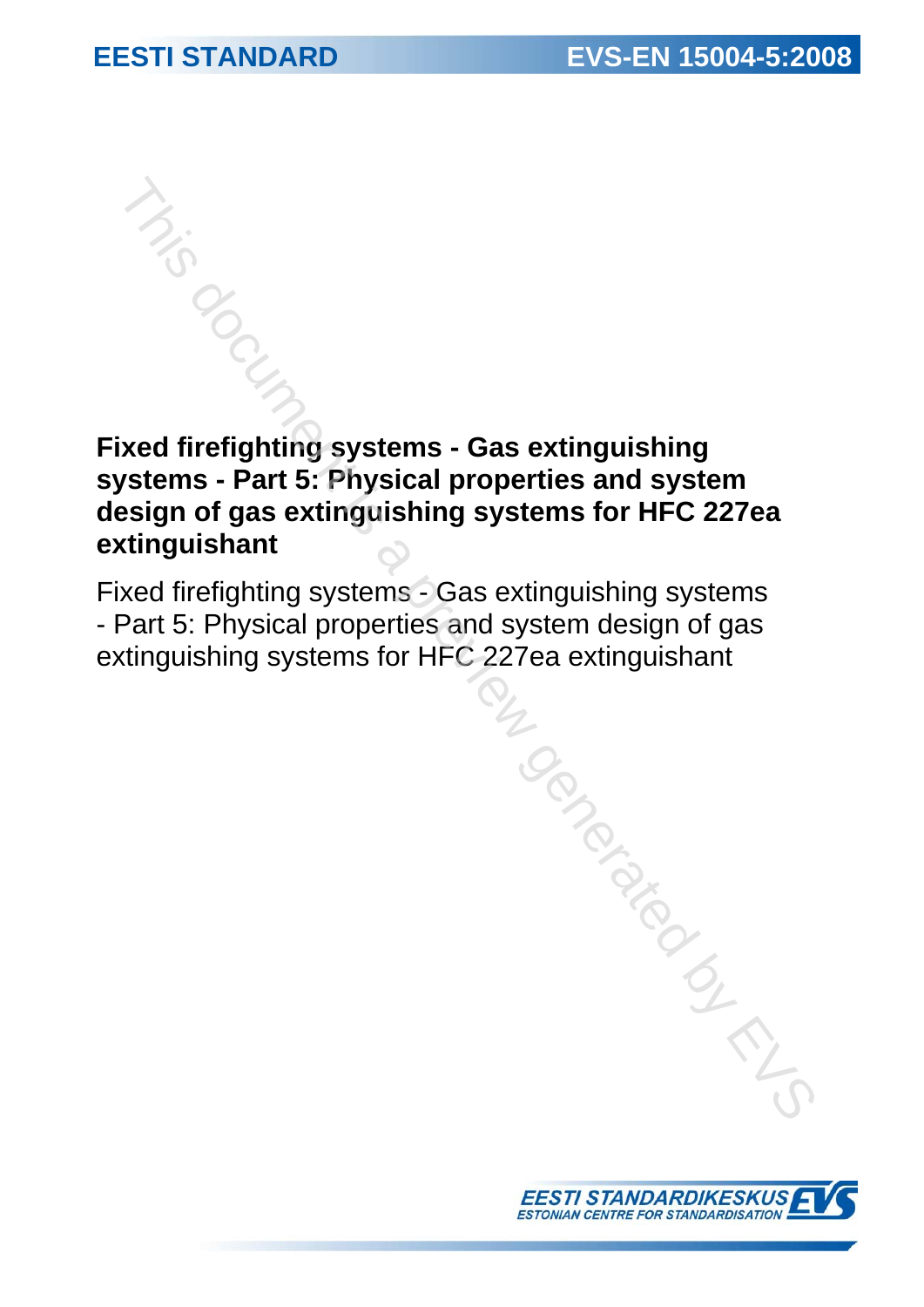EESTI STANDARD

EVS-EN 15004-5:2008

# Fixed firefighting systems - Gas extinguishing systems - Part 5: Physical properties and system design of gas extinguishing systems for HFC 227ea extinguishant

Fixed firefighting systems - Gas extinguishing systems - Part 5: Physical properties and system design of gas extinguishing systems for HFC 227ea extinguishant

EESTI STANDARDIKESKUS
ESTONIAN CENTRE FOR STANDARDISATION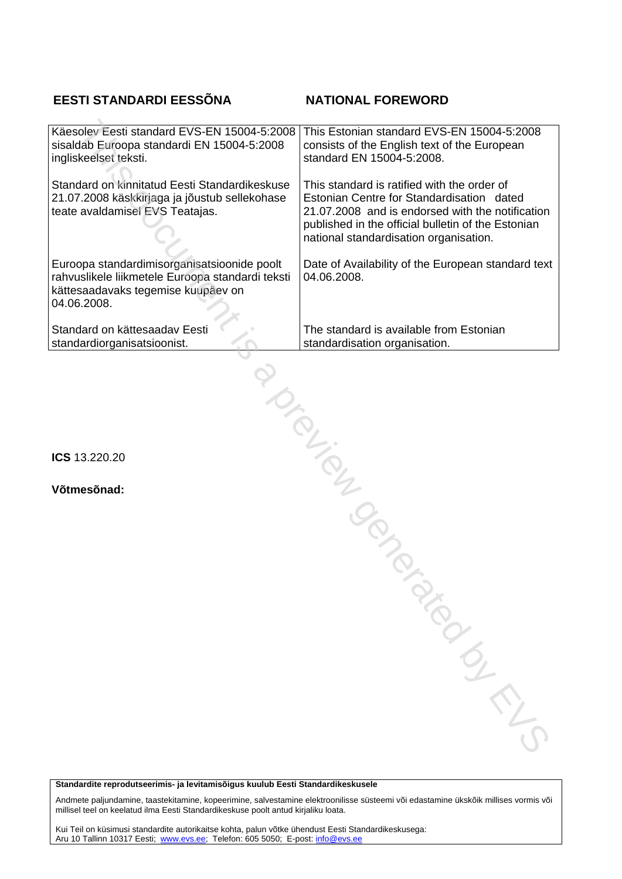| **EESTI STANDARDI EESSÕNA** | **NATIONAL FOREWORD** |
|---|---|
| Käesolev Eesti standard EVS-EN 15004-5:2008 sisaldab Euroopa standardi EN 15004-5:2008 ingliskeelset teksti. | This Estonian standard EVS-EN 15004-5:2008 consists of the English text of the European standard EN 15004-5:2008. |
| Standard on kinnitatud Eesti Standardikeskuse 21.07.2008 käskkirjaga ja jõustub sellekohase teate avaldamisel EVS Teatajas. | This standard is ratified with the order of Estonian Centre for Standardisation dated 21.07.2008 and is endorsed with the notification published in the official bulletin of the Estonian national standardisation organisation. |
| Euroopa standardimisorganisatsioonide poolt rahvuslikele liikmetele Euroopa standardi teksti kättesaadavaks tegemise kuupäev on 04.06.2008. | Date of Availability of the European standard text 04.06.2008. |
| Standard on kättesaadav Eesti standardiorganisatsioonist. | The standard is available from Estonian standardisation organisation. |

**ICS** 13.220.20

**Võtmesõnad:**

**Standardite reprodutseerimis- ja levitamisõigus kuulub Eesti Standardikeskusele**

Andmete paljundamine, taastekitamine, kopeerimine, salvestamine elektroonilisse süsteemi või edastamine ükskõik millises vormis või millisel teel on keelatud ilma Eesti Standardikeskuse poolt antud kirjaliku loata.

Kui Teil on küsimusi standardite autorikaitse kohta, palun võtke ühendust Eesti Standardikeskusega:
Aru 10 Tallinn 10317 Eesti; www.evs.ee; Telefon: 605 5050; E-post: info@evs.ee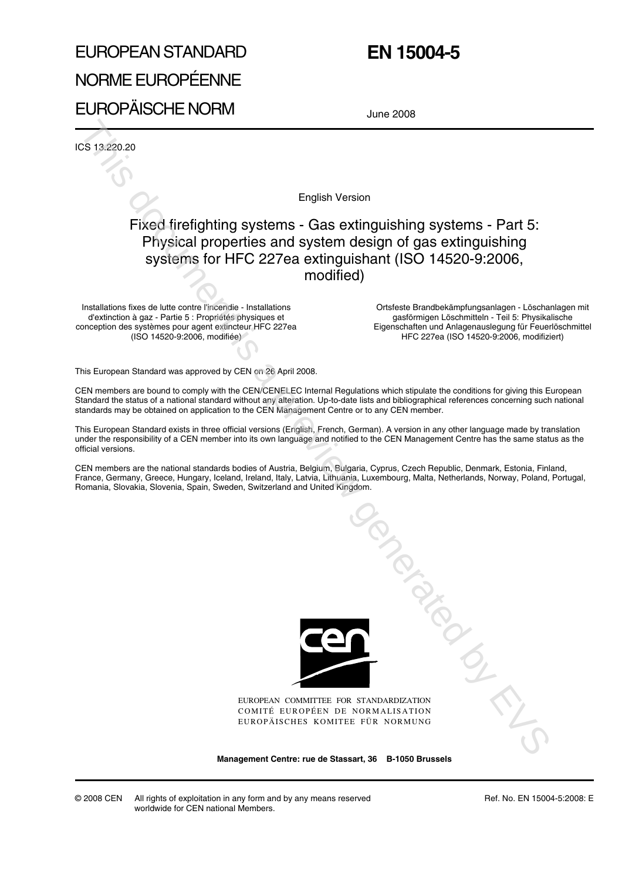# EUROPEAN STANDARD

# NORME EUROPÉENNE

# EUROPÄISCHE NORM

# EN 15004-5

June 2008

ICS 13.220.20

English Version

## Fixed firefighting systems - Gas extinguishing systems - Part 5: Physical properties and system design of gas extinguishing systems for HFC 227ea extinguishant (ISO 14520-9:2006, modified)

Installations fixes de lutte contre l'incendie - Installations d'extinction à gaz - Partie 5 : Propriétés physiques et conception des systèmes pour agent extincteur HFC 227ea (ISO 14520-9:2006, modifiée)

Ortsfeste Brandbekämpfungsanlagen - Löschanlagen mit gasförmigen Löschmitteln - Teil 5: Physikalische Eigenschaften und Anlagenauslegung für Feuerlöschmittel HFC 227ea (ISO 14520-9:2006, modifiziert)

This European Standard was approved by CEN on 26 April 2008.

CEN members are bound to comply with the CEN/CENELEC Internal Regulations which stipulate the conditions for giving this European Standard the status of a national standard without any alteration. Up-to-date lists and bibliographical references concerning such national standards may be obtained on application to the CEN Management Centre or to any CEN member.

This European Standard exists in three official versions (English, French, German). A version in any other language made by translation under the responsibility of a CEN member into its own language and notified to the CEN Management Centre has the same status as the official versions.

CEN members are the national standards bodies of Austria, Belgium, Bulgaria, Cyprus, Czech Republic, Denmark, Estonia, Finland, France, Germany, Greece, Hungary, Iceland, Ireland, Italy, Latvia, Lithuania, Luxembourg, Malta, Netherlands, Norway, Poland, Portugal, Romania, Slovakia, Slovenia, Spain, Sweden, Switzerland and United Kingdom.

EUROPEAN COMMITTEE FOR STANDARDIZATION
COMITÉ EUROPÉEN DE NORMALISATION
EUROPÄISCHES KOMITEE FÜR NORMUNG

**Management Centre: rue de Stassart, 36 B-1050 Brussels**

© 2008 CEN All rights of exploitation in any form and by any means reserved worldwide for CEN national Members.

Ref. No. EN 15004-5:2008: E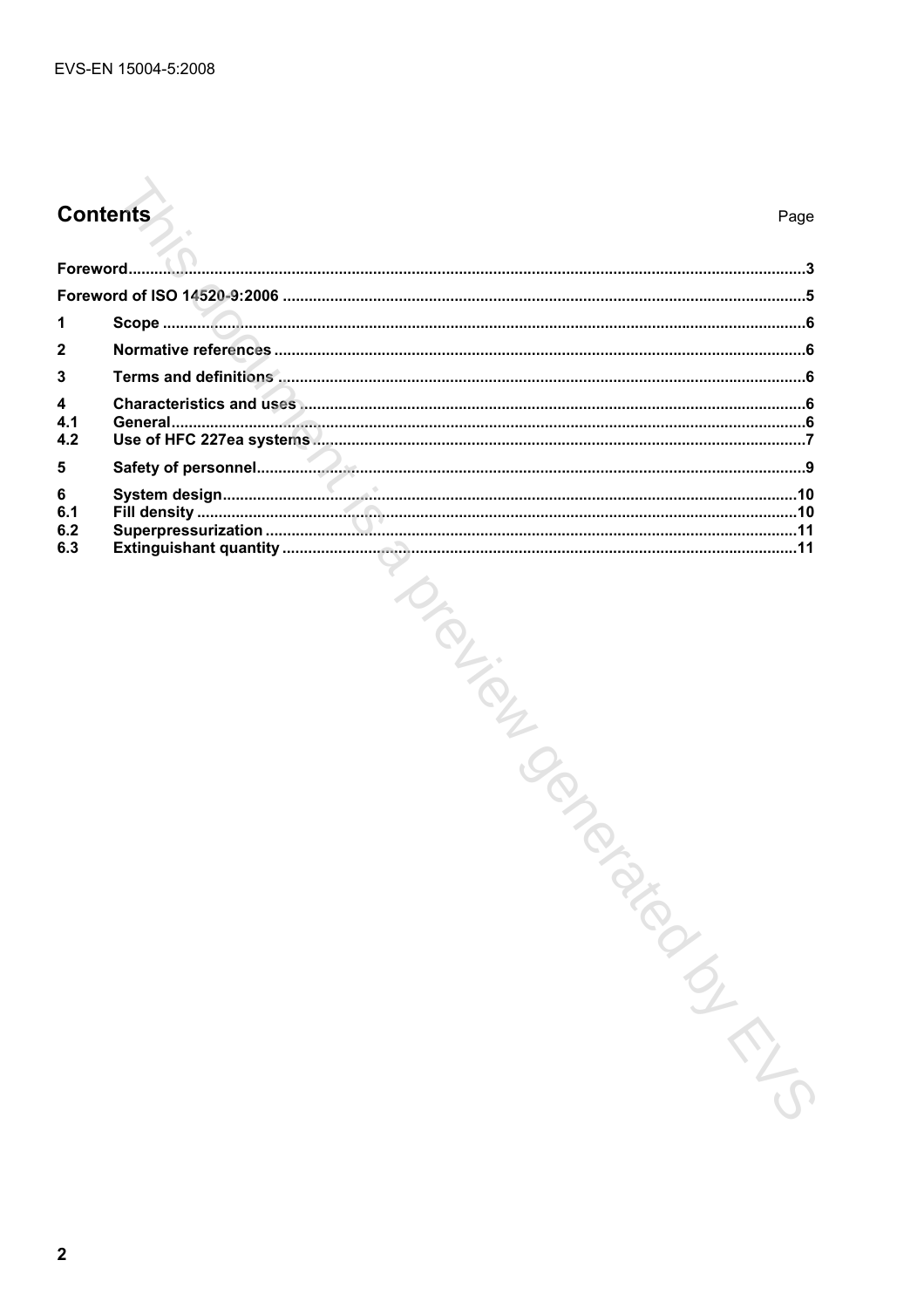# Contents

| | | Page |
|---|---|---|
| Foreword | | 3 |
| Foreword of ISO 14520-9:2006 | | 5 |
| 1 | Scope | 6 |
| 2 | Normative references | 6 |
| 3 | Terms and definitions | 6 |
| 4 | Characteristics and uses | 6 |
| 4.1 | General | 6 |
| 4.2 | Use of HFC 227ea systems | 7 |
| 5 | Safety of personnel | 9 |
| 6 | System design | 10 |
| 6.1 | Fill density | 10 |
| 6.2 | Superpressurization | 11 |
| 6.3 | Extinguishant quantity | 11 |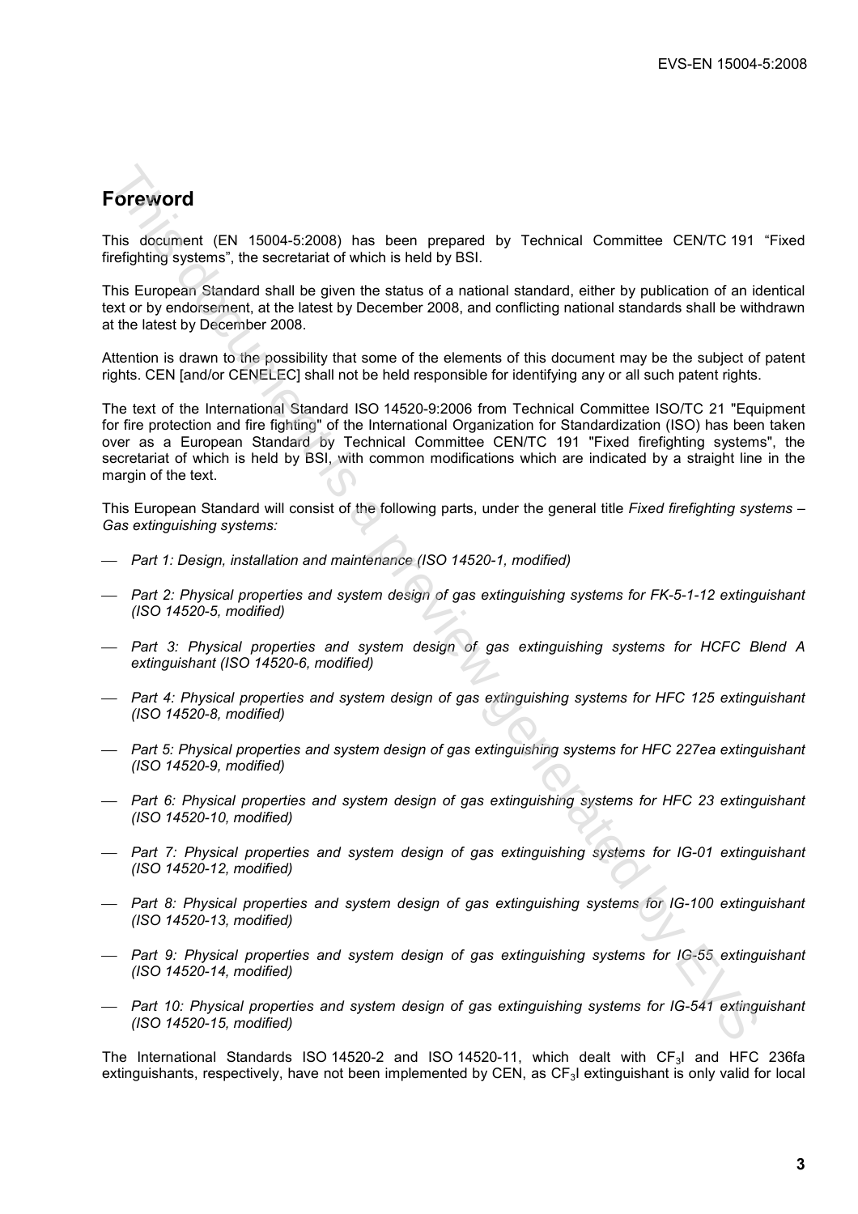## Foreword

This document (EN 15004-5:2008) has been prepared by Technical Committee CEN/TC 191 "Fixed firefighting systems", the secretariat of which is held by BSI.

This European Standard shall be given the status of a national standard, either by publication of an identical text or by endorsement, at the latest by December 2008, and conflicting national standards shall be withdrawn at the latest by December 2008.

Attention is drawn to the possibility that some of the elements of this document may be the subject of patent rights. CEN [and/or CENELEC] shall not be held responsible for identifying any or all such patent rights.

The text of the International Standard ISO 14520-9:2006 from Technical Committee ISO/TC 21 "Equipment for fire protection and fire fighting" of the International Organization for Standardization (ISO) has been taken over as a European Standard by Technical Committee CEN/TC 191 "Fixed firefighting systems", the secretariat of which is held by BSI, with common modifications which are indicated by a straight line in the margin of the text.

This European Standard will consist of the following parts, under the general title *Fixed firefighting systems – Gas extinguishing systems:*

- *Part 1: Design, installation and maintenance (ISO 14520-1, modified)*
- *Part 2: Physical properties and system design of gas extinguishing systems for FK-5-1-12 extinguishant (ISO 14520-5, modified)*
- *Part 3: Physical properties and system design of gas extinguishing systems for HCFC Blend A extinguishant (ISO 14520-6, modified)*
- *Part 4: Physical properties and system design of gas extinguishing systems for HFC 125 extinguishant (ISO 14520-8, modified)*
- *Part 5: Physical properties and system design of gas extinguishing systems for HFC 227ea extinguishant (ISO 14520-9, modified)*
- *Part 6: Physical properties and system design of gas extinguishing systems for HFC 23 extinguishant (ISO 14520-10, modified)*
- *Part 7: Physical properties and system design of gas extinguishing systems for IG-01 extinguishant (ISO 14520-12, modified)*
- *Part 8: Physical properties and system design of gas extinguishing systems for IG-100 extinguishant (ISO 14520-13, modified)*
- *Part 9: Physical properties and system design of gas extinguishing systems for IG-55 extinguishant (ISO 14520-14, modified)*
- *Part 10: Physical properties and system design of gas extinguishing systems for IG-541 extinguishant (ISO 14520-15, modified)*

The International Standards ISO 14520-2 and ISO 14520-11, which dealt with $CF_3I$ and HFC 236fa extinguishants, respectively, have not been implemented by CEN, as $CF_3I$ extinguishant is only valid for local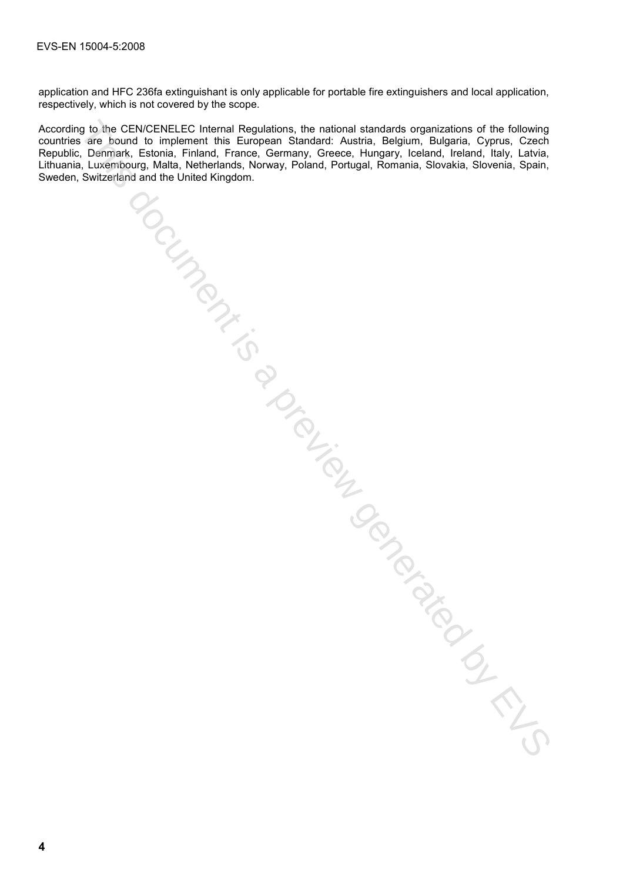application and HFC 236fa extinguishant is only applicable for portable fire extinguishers and local application, respectively, which is not covered by the scope.

According to the CEN/CENELEC Internal Regulations, the national standards organizations of the following countries are bound to implement this European Standard: Austria, Belgium, Bulgaria, Cyprus, Czech Republic, Denmark, Estonia, Finland, France, Germany, Greece, Hungary, Iceland, Ireland, Italy, Latvia, Lithuania, Luxembourg, Malta, Netherlands, Norway, Poland, Portugal, Romania, Slovakia, Slovenia, Spain, Sweden, Switzerland and the United Kingdom.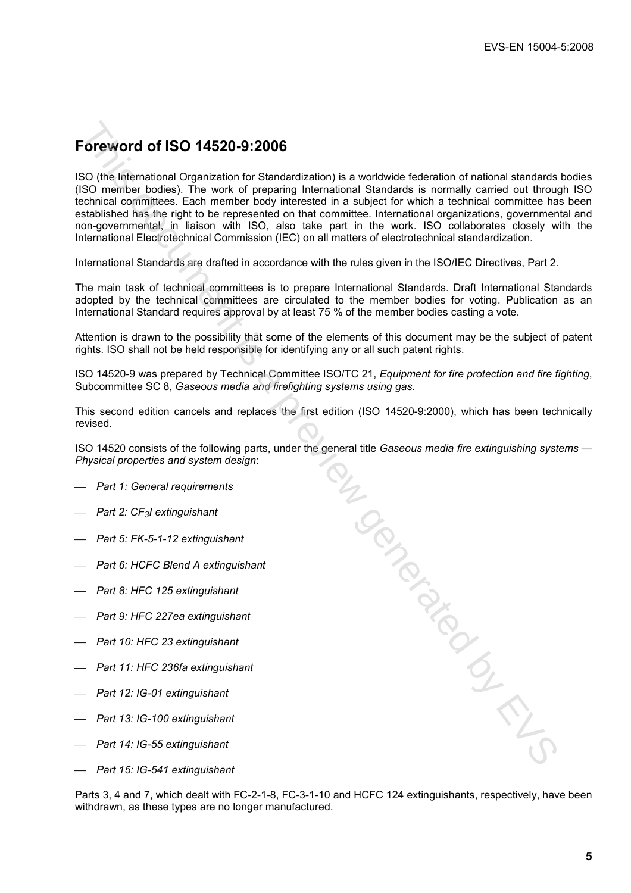# Foreword of ISO 14520-9:2006

ISO (the International Organization for Standardization) is a worldwide federation of national standards bodies (ISO member bodies). The work of preparing International Standards is normally carried out through ISO technical committees. Each member body interested in a subject for which a technical committee has been established has the right to be represented on that committee. International organizations, governmental and non-governmental, in liaison with ISO, also take part in the work. ISO collaborates closely with the International Electrotechnical Commission (IEC) on all matters of electrotechnical standardization.

International Standards are drafted in accordance with the rules given in the ISO/IEC Directives, Part 2.

The main task of technical committees is to prepare International Standards. Draft International Standards adopted by the technical committees are circulated to the member bodies for voting. Publication as an International Standard requires approval by at least 75 % of the member bodies casting a vote.

Attention is drawn to the possibility that some of the elements of this document may be the subject of patent rights. ISO shall not be held responsible for identifying any or all such patent rights.

ISO 14520-9 was prepared by Technical Committee ISO/TC 21, *Equipment for fire protection and fire fighting*, Subcommittee SC 8, *Gaseous media and firefighting systems using gas*.

This second edition cancels and replaces the first edition (ISO 14520-9:2000), which has been technically revised.

ISO 14520 consists of the following parts, under the general title *Gaseous media fire extinguishing systems — Physical properties and system design*:

- *Part 1: General requirements*
- *Part 2: $CF_3I$ extinguishant*
- *Part 5: FK-5-1-12 extinguishant*
- *Part 6: HCFC Blend A extinguishant*
- *Part 8: HFC 125 extinguishant*
- *Part 9: HFC 227ea extinguishant*
- *Part 10: HFC 23 extinguishant*
- *Part 11: HFC 236fa extinguishant*
- *Part 12: IG-01 extinguishant*
- *Part 13: IG-100 extinguishant*
- *Part 14: IG-55 extinguishant*
- *Part 15: IG-541 extinguishant*

Parts 3, 4 and 7, which dealt with FC-2-1-8, FC-3-1-10 and HCFC 124 extinguishants, respectively, have been withdrawn, as these types are no longer manufactured.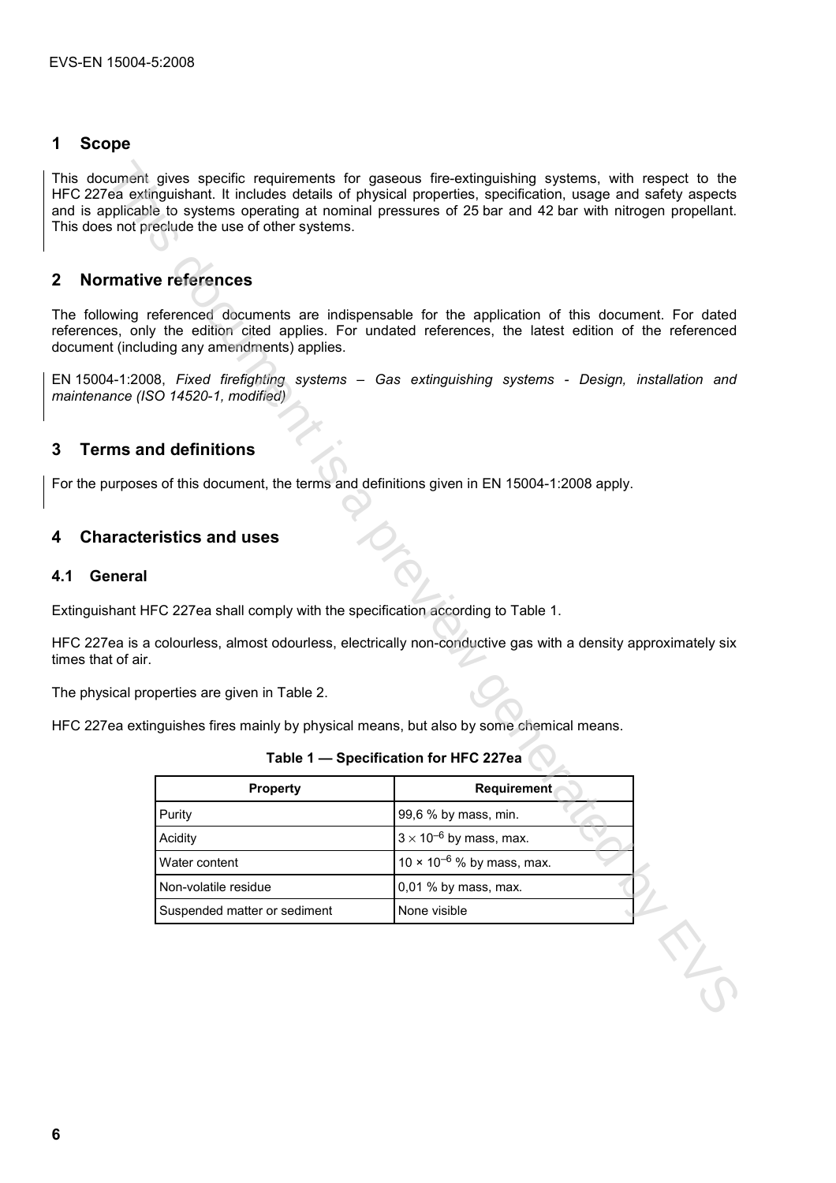## 1 Scope

This document gives specific requirements for gaseous fire-extinguishing systems, with respect to the HFC 227ea extinguishant. It includes details of physical properties, specification, usage and safety aspects and is applicable to systems operating at nominal pressures of 25 bar and 42 bar with nitrogen propellant. This does not preclude the use of other systems.

## 2 Normative references

The following referenced documents are indispensable for the application of this document. For dated references, only the edition cited applies. For undated references, the latest edition of the referenced document (including any amendments) applies.

EN 15004-1:2008, *Fixed firefighting systems – Gas extinguishing systems - Design, installation and maintenance (ISO 14520-1, modified)*

## 3 Terms and definitions

For the purposes of this document, the terms and definitions given in EN 15004-1:2008 apply.

## 4 Characteristics and uses

### 4.1 General

Extinguishant HFC 227ea shall comply with the specification according to Table 1.

HFC 227ea is a colourless, almost odourless, electrically non-conductive gas with a density approximately six times that of air.

The physical properties are given in Table 2.

HFC 227ea extinguishes fires mainly by physical means, but also by some chemical means.

**Table 1 — Specification for HFC 227ea**

| Property | Requirement |
|---|---|
| Purity | 99,6 % by mass, min. |
| Acidity | $3 \times 10^{-6}$ by mass, max. |
| Water content | $10 \times 10^{-6}$ % by mass, max. |
| Non-volatile residue | 0,01 % by mass, max. |
| Suspended matter or sediment | None visible |